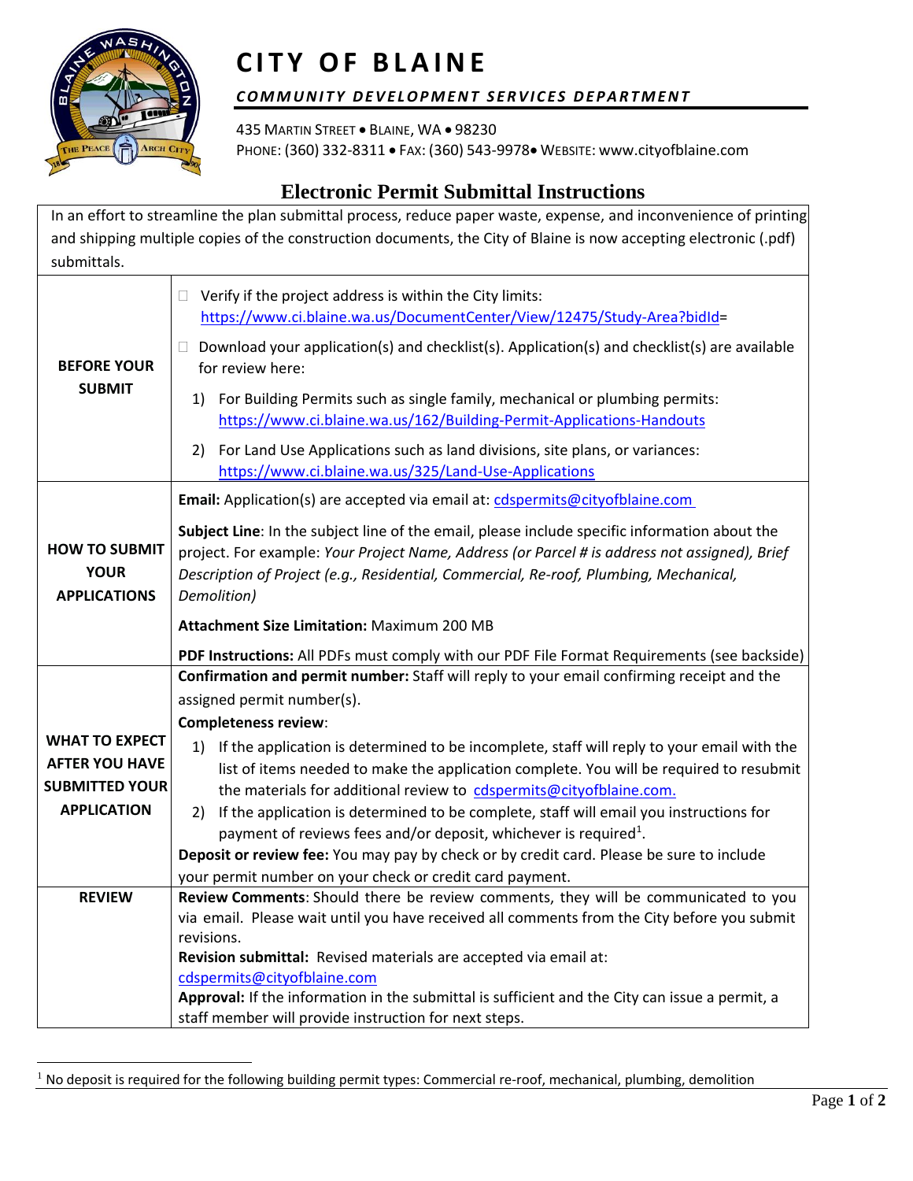# CITY OF BLAINE

## *COMMUNITY DEVELOPMENT SERVICES DEPARTMENT*

435 MARTIN STREET • BLAINE, WA • 98230
PHONE: (360) 332-8311 • FAX: (360) 543-9978• WEBSITE: www.cityofblaine.com

## Electronic Permit Submittal Instructions

In an effort to streamline the plan submittal process, reduce paper waste, expense, and inconvenience of printing and shipping multiple copies of the construction documents, the City of Blaine is now accepting electronic (.pdf) submittals.

| | |
|---|---|
| **BEFORE YOUR SUBMIT** | ☐ Verify if the project address is within the City limits: https://www.ci.blaine.wa.us/DocumentCenter/View/12475/Study-Area?bidId= <br> ☐ Download your application(s) and checklist(s). Application(s) and checklist(s) are available for review here: <br> 1) For Building Permits such as single family, mechanical or plumbing permits: https://www.ci.blaine.wa.us/162/Building-Permit-Applications-Handouts <br> 2) For Land Use Applications such as land divisions, site plans, or variances: https://www.ci.blaine.wa.us/325/Land-Use-Applications |
| **HOW TO SUBMIT YOUR APPLICATIONS** | **Email:** Application(s) are accepted via email at: cdspermits@cityofblaine.com <br> **Subject Line**: In the subject line of the email, please include specific information about the project. For example: *Your Project Name, Address (or Parcel # is address not assigned), Brief Description of Project (e.g., Residential, Commercial, Re-roof, Plumbing, Mechanical, Demolition)* <br> **Attachment Size Limitation:** Maximum 200 MB <br> **PDF Instructions:** All PDFs must comply with our PDF File Format Requirements (see backside) |
| **WHAT TO EXPECT AFTER YOU HAVE SUBMITTED YOUR APPLICATION** | **Confirmation and permit number:** Staff will reply to your email confirming receipt and the assigned permit number(s). <br> **Completeness review**: <br> 1) If the application is determined to be incomplete, staff will reply to your email with the list of items needed to make the application complete. You will be required to resubmit the materials for additional review to cdspermits@cityofblaine.com. <br> 2) If the application is determined to be complete, staff will email you instructions for payment of reviews fees and/or deposit, whichever is required[1]. <br> **Deposit or review fee:** You may pay by check or by credit card. Please be sure to include your permit number on your check or credit card payment. |
| **REVIEW** | **Review Comments**: Should there be review comments, they will be communicated to you via email. Please wait until you have received all comments from the City before you submit revisions. <br> **Revision submittal:** Revised materials are accepted via email at: cdspermits@cityofblaine.com <br> **Approval:** If the information in the submittal is sufficient and the City can issue a permit, a staff member will provide instruction for next steps. |

[1] No deposit is required for the following building permit types: Commercial re-roof, mechanical, plumbing, demolition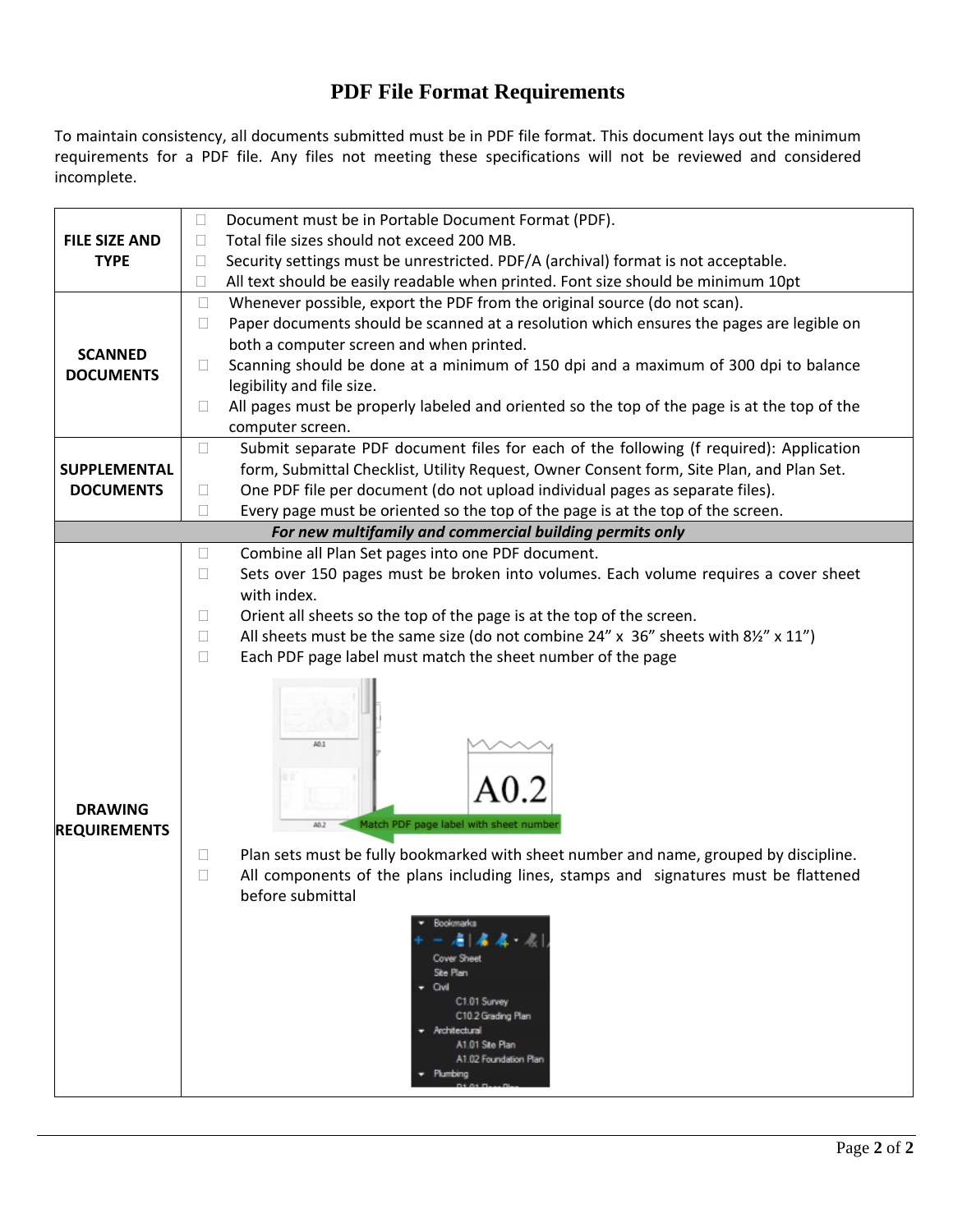# PDF File Format Requirements

To maintain consistency, all documents submitted must be in PDF file format. This document lays out the minimum requirements for a PDF file. Any files not meeting these specifications will not be reviewed and considered incomplete.

| | |
|---|---|
| **FILE SIZE AND TYPE** | ☐ Document must be in Portable Document Format (PDF).<br>☐ Total file sizes should not exceed 200 MB.<br>☐ Security settings must be unrestricted. PDF/A (archival) format is not acceptable.<br>☐ All text should be easily readable when printed. Font size should be minimum 10pt |
| **SCANNED DOCUMENTS** | ☐ Whenever possible, export the PDF from the original source (do not scan).<br>☐ Paper documents should be scanned at a resolution which ensures the pages are legible on both a computer screen and when printed.<br>☐ Scanning should be done at a minimum of 150 dpi and a maximum of 300 dpi to balance legibility and file size.<br>☐ All pages must be properly labeled and oriented so the top of the page is at the top of the computer screen. |
| **SUPPLEMENTAL DOCUMENTS** | ☐ Submit separate PDF document files for each of the following (f required): Application form, Submittal Checklist, Utility Request, Owner Consent form, Site Plan, and Plan Set.<br>☐ One PDF file per document (do not upload individual pages as separate files).<br>☐ Every page must be oriented so the top of the page is at the top of the screen. |
| ***For new multifamily and commercial building permits only*** | |
| **DRAWING REQUIREMENTS** | ☐ Combine all Plan Set pages into one PDF document.<br>☐ Sets over 150 pages must be broken into volumes. Each volume requires a cover sheet with index.<br>☐ Orient all sheets so the top of the page is at the top of the screen.<br>☐ All sheets must be the same size (do not combine 24" x 36" sheets with 8½" x 11")<br>☐ Each PDF page label must match the sheet number of the page<br>A0.1<br>A0.2<br>A0.2<br>Match PDF page label with sheet number<br>☐ Plan sets must be fully bookmarked with sheet number and name, grouped by discipline.<br>☐ All components of the plans including lines, stamps and signatures must be flattened before submittal<br>Bookmarks<br>Cover Sheet<br>Site Plan<br>Civil<br>C1.01 Survey<br>C10.2 Grading Plan<br>Architectural<br>A1.01 Site Plan<br>A1.02 Foundation Plan<br>Plumbing |